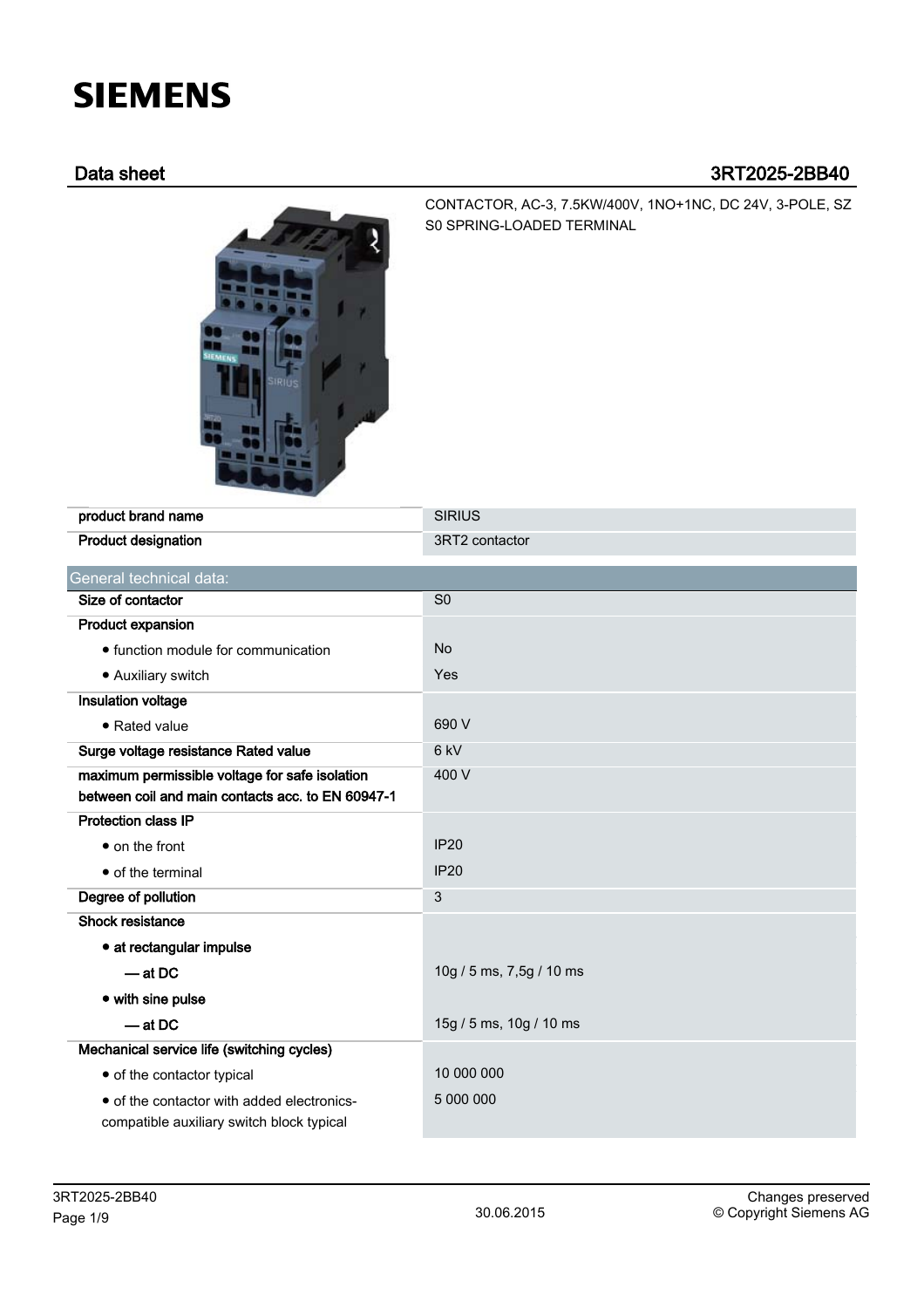# SIEMENS

## Data sheet 3RT2025-2BB40

CONTACTOR, AC-3, 7.5KW/400V, 1NO+1NC, DC 24V, 3-POLE, SZ S0 SPRING-LOADED TERMINAL

| | |
|---|---|
| product brand name | SIRIUS |
| Product designation | 3RT2 contactor |

| General technical data: | |
|---|---|
| Size of contactor | S0 |
| Product expansion | |
| • function module for communication | No |
| • Auxiliary switch | Yes |
| Insulation voltage | |
| • Rated value | 690 V |
| Surge voltage resistance Rated value | 6 kV |
| maximum permissible voltage for safe isolation between coil and main contacts acc. to EN 60947-1 | 400 V |
| Protection class IP | |
| • on the front | IP20 |
| • of the terminal | IP20 |
| Degree of pollution | 3 |
| Shock resistance | |
| • at rectangular impulse | |
| — at DC | 10g / 5 ms, 7,5g / 10 ms |
| • with sine pulse | |
| — at DC | 15g / 5 ms, 10g / 10 ms |
| Mechanical service life (switching cycles) | |
| • of the contactor typical | 10 000 000 |
| • of the contactor with added electronics-compatible auxiliary switch block typical | 5 000 000 |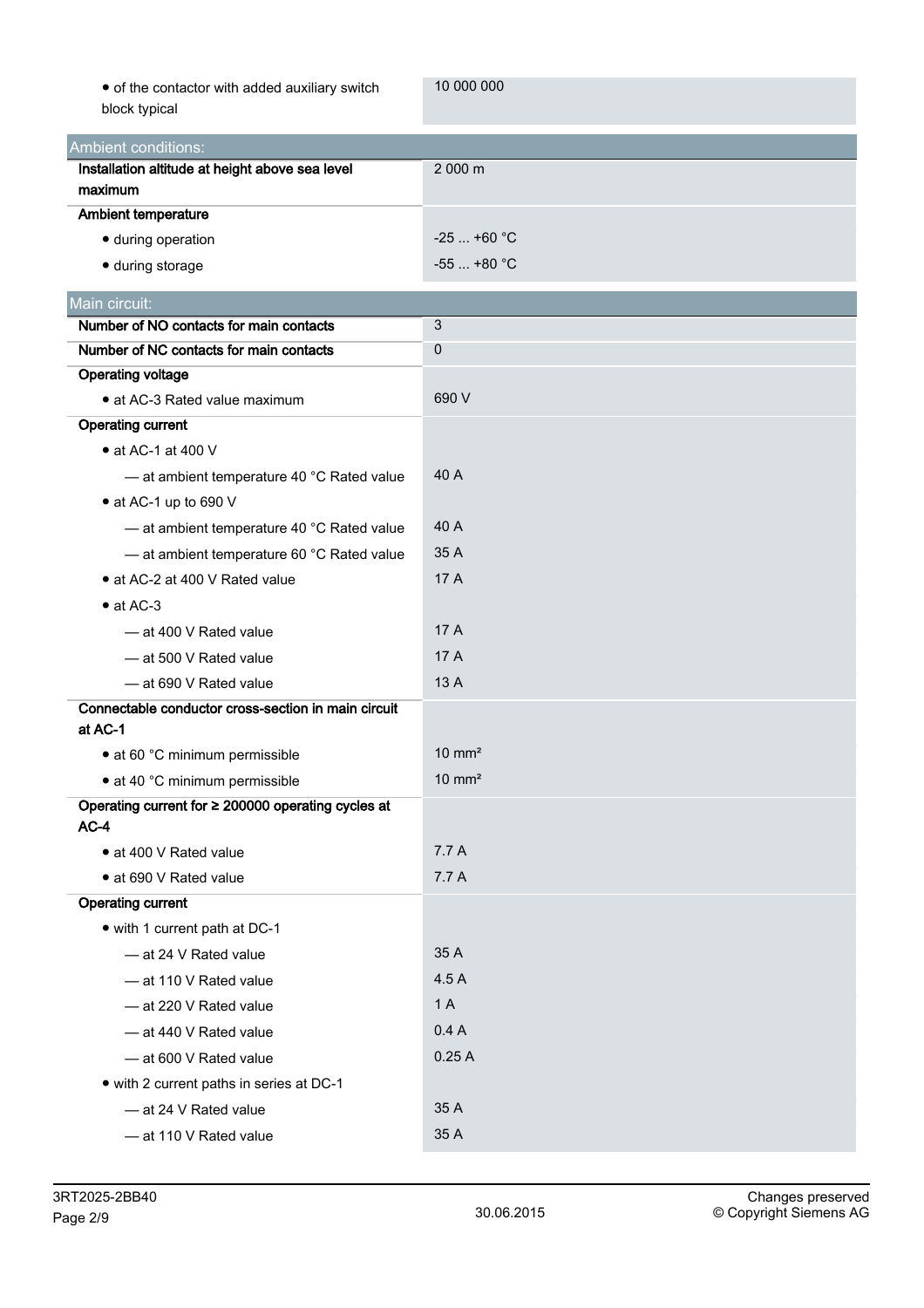| | |
|---|---|
| • of the contactor with added auxiliary switch block typical | 10 000 000 |

| Ambient conditions: | |
|---|---|
| **Installation altitude at height above sea level maximum** | 2 000 m |
| **Ambient temperature** | |
| • during operation | -25 ... +60 °C |
| • during storage | -55 ... +80 °C |

| Main circuit: | |
|---|---|
| **Number of NO contacts for main contacts** | 3 |
| **Number of NC contacts for main contacts** | 0 |
| **Operating voltage** | |
| • at AC-3 Rated value maximum | 690 V |
| **Operating current** | |
| • at AC-1 at 400 V | |
| — at ambient temperature 40 °C Rated value | 40 A |
| • at AC-1 up to 690 V | |
| — at ambient temperature 40 °C Rated value | 40 A |
| — at ambient temperature 60 °C Rated value | 35 A |
| • at AC-2 at 400 V Rated value | 17 A |
| • at AC-3 | |
| — at 400 V Rated value | 17 A |
| — at 500 V Rated value | 17 A |
| — at 690 V Rated value | 13 A |
| **Connectable conductor cross-section in main circuit at AC-1** | |
| • at 60 °C minimum permissible | 10 mm² |
| • at 40 °C minimum permissible | 10 mm² |
| **Operating current for ≥ 200000 operating cycles at AC-4** | |
| • at 400 V Rated value | 7.7 A |
| • at 690 V Rated value | 7.7 A |
| **Operating current** | |
| • with 1 current path at DC-1 | |
| — at 24 V Rated value | 35 A |
| — at 110 V Rated value | 4.5 A |
| — at 220 V Rated value | 1 A |
| — at 440 V Rated value | 0.4 A |
| — at 600 V Rated value | 0.25 A |
| • with 2 current paths in series at DC-1 | |
| — at 24 V Rated value | 35 A |
| — at 110 V Rated value | 35 A |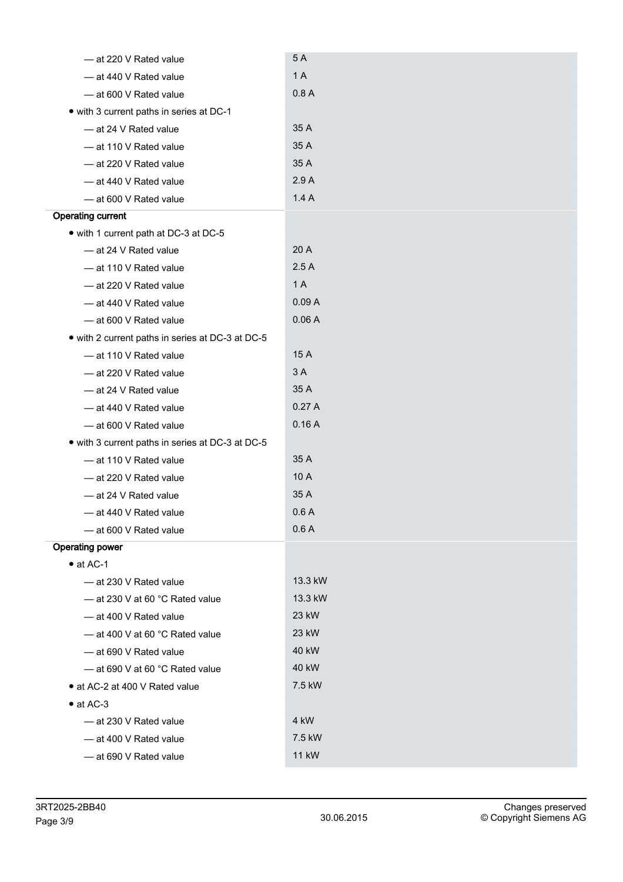| | |
|---|---|
| — at 220 V Rated value | 5 A |
| — at 440 V Rated value | 1 A |
| — at 600 V Rated value | 0.8 A |
| • with 3 current paths in series at DC-1 | |
| — at 24 V Rated value | 35 A |
| — at 110 V Rated value | 35 A |
| — at 220 V Rated value | 35 A |
| — at 440 V Rated value | 2.9 A |
| — at 600 V Rated value | 1.4 A |
| **Operating current** | |
| • with 1 current path at DC-3 at DC-5 | |
| — at 24 V Rated value | 20 A |
| — at 110 V Rated value | 2.5 A |
| — at 220 V Rated value | 1 A |
| — at 440 V Rated value | 0.09 A |
| — at 600 V Rated value | 0.06 A |
| • with 2 current paths in series at DC-3 at DC-5 | |
| — at 110 V Rated value | 15 A |
| — at 220 V Rated value | 3 A |
| — at 24 V Rated value | 35 A |
| — at 440 V Rated value | 0.27 A |
| — at 600 V Rated value | 0.16 A |
| • with 3 current paths in series at DC-3 at DC-5 | |
| — at 110 V Rated value | 35 A |
| — at 220 V Rated value | 10 A |
| — at 24 V Rated value | 35 A |
| — at 440 V Rated value | 0.6 A |
| — at 600 V Rated value | 0.6 A |
| **Operating power** | |
| • at AC-1 | |
| — at 230 V Rated value | 13.3 kW |
| — at 230 V at 60 °C Rated value | 13.3 kW |
| — at 400 V Rated value | 23 kW |
| — at 400 V at 60 °C Rated value | 23 kW |
| — at 690 V Rated value | 40 kW |
| — at 690 V at 60 °C Rated value | 40 kW |
| • at AC-2 at 400 V Rated value | 7.5 kW |
| • at AC-3 | |
| — at 230 V Rated value | 4 kW |
| — at 400 V Rated value | 7.5 kW |
| — at 690 V Rated value | 11 kW |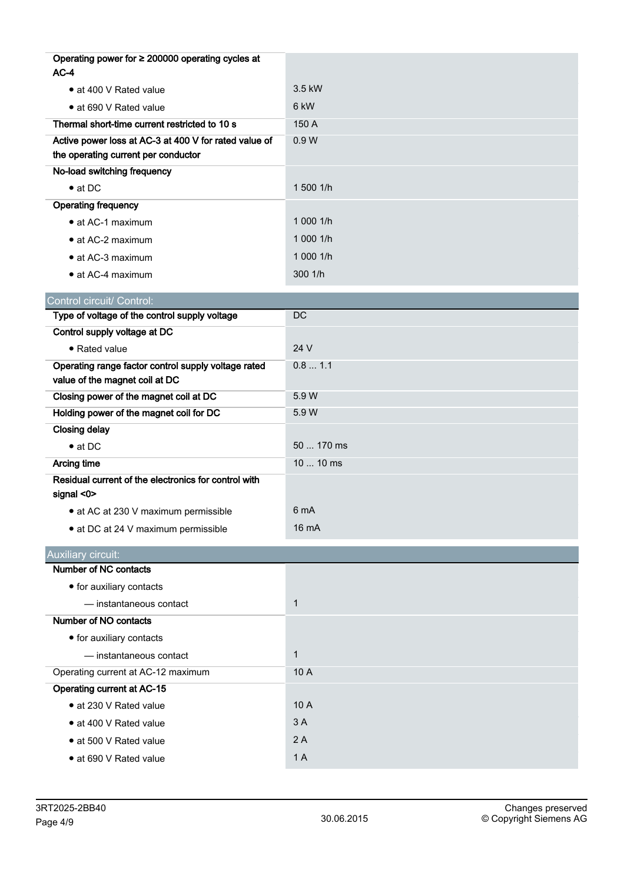| | |
|---|---|
| **Operating power for ≥ 200000 operating cycles at AC-4** | |
| • at 400 V Rated value | 3.5 kW |
| • at 690 V Rated value | 6 kW |
| **Thermal short-time current restricted to 10 s** | 150 A |
| **Active power loss at AC-3 at 400 V for rated value of the operating current per conductor** | 0.9 W |
| **No-load switching frequency** | |
| • at DC | 1 500 1/h |
| **Operating frequency** | |
| • at AC-1 maximum | 1 000 1/h |
| • at AC-2 maximum | 1 000 1/h |
| • at AC-3 maximum | 1 000 1/h |
| • at AC-4 maximum | 300 1/h |

## Control circuit/ Control:

| | |
|---|---|
| **Type of voltage of the control supply voltage** | DC |
| **Control supply voltage at DC** | |
| • Rated value | 24 V |
| **Operating range factor control supply voltage rated value of the magnet coil at DC** | 0.8 ... 1.1 |
| **Closing power of the magnet coil at DC** | 5.9 W |
| **Holding power of the magnet coil for DC** | 5.9 W |
| **Closing delay** | |
| • at DC | 50 ... 170 ms |
| **Arcing time** | 10 ... 10 ms |
| **Residual current of the electronics for control with signal <0>** | |
| • at AC at 230 V maximum permissible | 6 mA |
| • at DC at 24 V maximum permissible | 16 mA |

## Auxiliary circuit:

| | |
|---|---|
| **Number of NC contacts** | |
| • for auxiliary contacts | |
| — instantaneous contact | 1 |
| **Number of NO contacts** | |
| • for auxiliary contacts | |
| — instantaneous contact | 1 |
| Operating current at AC-12 maximum | 10 A |
| **Operating current at AC-15** | |
| • at 230 V Rated value | 10 A |
| • at 400 V Rated value | 3 A |
| • at 500 V Rated value | 2 A |
| • at 690 V Rated value | 1 A |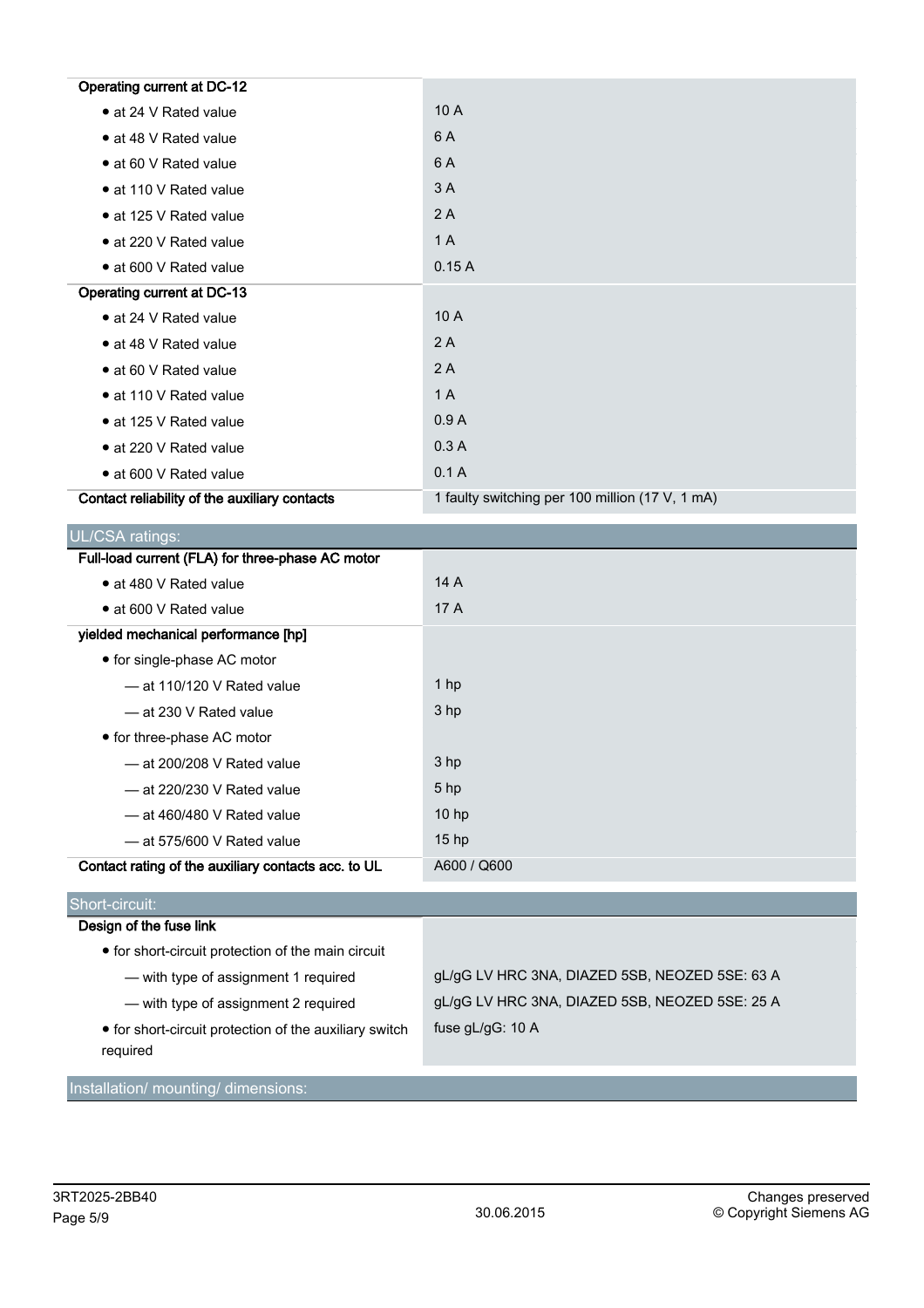| | |
|---|---|
| **Operating current at DC-12** | |
| • at 24 V Rated value | 10 A |
| • at 48 V Rated value | 6 A |
| • at 60 V Rated value | 6 A |
| • at 110 V Rated value | 3 A |
| • at 125 V Rated value | 2 A |
| • at 220 V Rated value | 1 A |
| • at 600 V Rated value | 0.15 A |
| **Operating current at DC-13** | |
| • at 24 V Rated value | 10 A |
| • at 48 V Rated value | 2 A |
| • at 60 V Rated value | 2 A |
| • at 110 V Rated value | 1 A |
| • at 125 V Rated value | 0.9 A |
| • at 220 V Rated value | 0.3 A |
| • at 600 V Rated value | 0.1 A |
| **Contact reliability of the auxiliary contacts** | 1 faulty switching per 100 million (17 V, 1 mA) |

## UL/CSA ratings:

| | |
|---|---|
| **Full-load current (FLA) for three-phase AC motor** | |
| • at 480 V Rated value | 14 A |
| • at 600 V Rated value | 17 A |
| **yielded mechanical performance [hp]** | |
| • for single-phase AC motor | |
| — at 110/120 V Rated value | 1 hp |
| — at 230 V Rated value | 3 hp |
| • for three-phase AC motor | |
| — at 200/208 V Rated value | 3 hp |
| — at 220/230 V Rated value | 5 hp |
| — at 460/480 V Rated value | 10 hp |
| — at 575/600 V Rated value | 15 hp |
| **Contact rating of the auxiliary contacts acc. to UL** | A600 / Q600 |

## Short-circuit:

| | |
|---|---|
| **Design of the fuse link** | |
| • for short-circuit protection of the main circuit | |
| — with type of assignment 1 required | gL/gG LV HRC 3NA, DIAZED 5SB, NEOZED 5SE: 63 A |
| — with type of assignment 2 required | gL/gG LV HRC 3NA, DIAZED 5SB, NEOZED 5SE: 25 A |
| • for short-circuit protection of the auxiliary switch required | fuse gL/gG: 10 A |

## Installation/ mounting/ dimensions: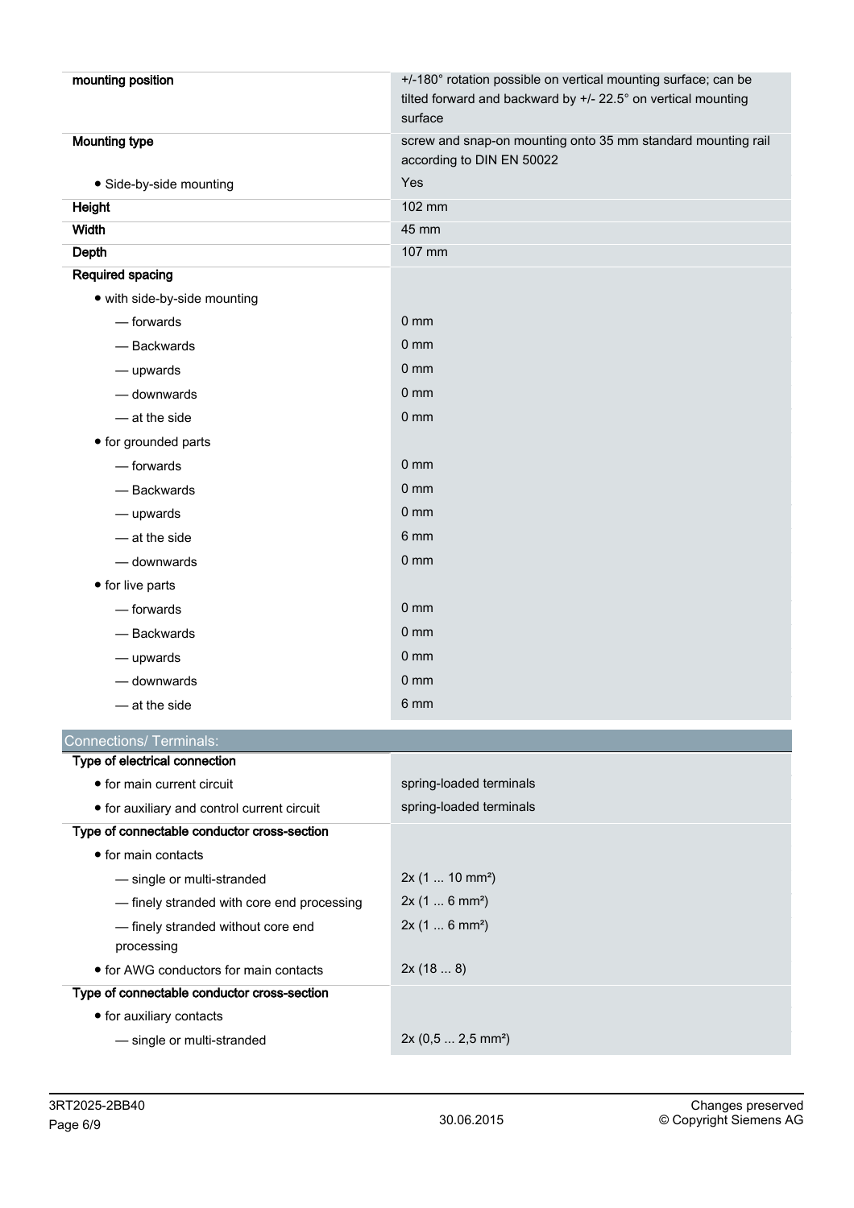| | |
|---|---|
| **mounting position** | +/-180° rotation possible on vertical mounting surface; can be tilted forward and backward by +/- 22.5° on vertical mounting surface |
| **Mounting type** | screw and snap-on mounting onto 35 mm standard mounting rail according to DIN EN 50022 |
| • Side-by-side mounting | Yes |
| **Height** | 102 mm |
| **Width** | 45 mm |
| **Depth** | 107 mm |
| **Required spacing** | |
| • with side-by-side mounting | |
| — forwards | 0 mm |
| — Backwards | 0 mm |
| — upwards | 0 mm |
| — downwards | 0 mm |
| — at the side | 0 mm |
| • for grounded parts | |
| — forwards | 0 mm |
| — Backwards | 0 mm |
| — upwards | 0 mm |
| — at the side | 6 mm |
| — downwards | 0 mm |
| • for live parts | |
| — forwards | 0 mm |
| — Backwards | 0 mm |
| — upwards | 0 mm |
| — downwards | 0 mm |
| — at the side | 6 mm |

## Connections/ Terminals:

| | |
|---|---|
| **Type of electrical connection** | |
| • for main current circuit | spring-loaded terminals |
| • for auxiliary and control current circuit | spring-loaded terminals |
| **Type of connectable conductor cross-section** | |
| • for main contacts | |
| — single or multi-stranded | 2x (1 ... 10 mm²) |
| — finely stranded with core end processing | 2x (1 ... 6 mm²) |
| — finely stranded without core end processing | 2x (1 ... 6 mm²) |
| • for AWG conductors for main contacts | 2x (18 ... 8) |
| **Type of connectable conductor cross-section** | |
| • for auxiliary contacts | |
| — single or multi-stranded | 2x (0,5 ... 2,5 mm²) |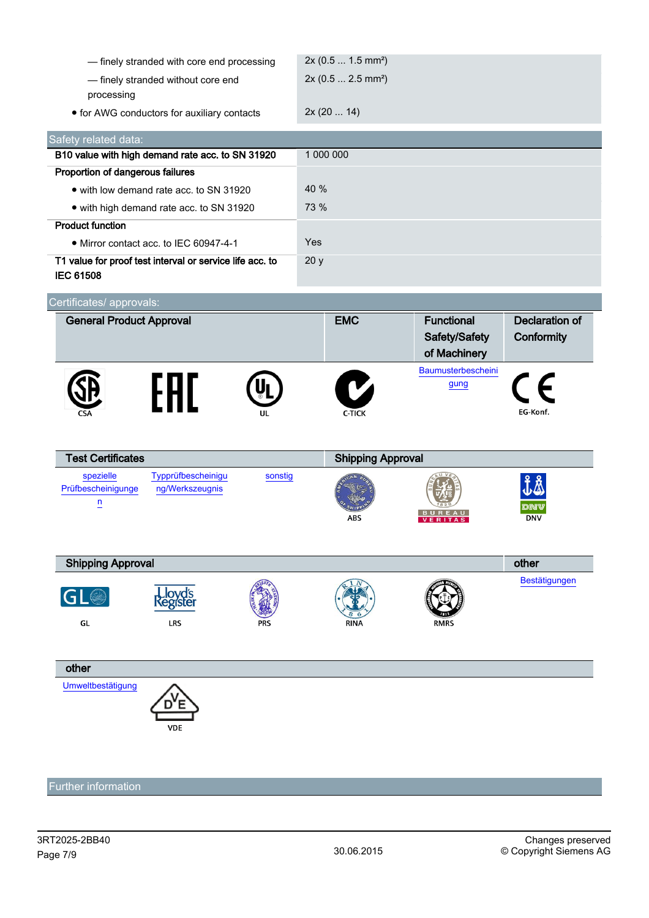| | |
|---|---|
| — finely stranded with core end processing | 2x (0.5 ... 1.5 mm²) |
| — finely stranded without core end processing | 2x (0.5 ... 2.5 mm²) |
| • for AWG conductors for auxiliary contacts | 2x (20 ... 14) |

## Safety related data:

| | |
|---|---|
| **B10 value with high demand rate acc. to SN 31920** | 1 000 000 |
| **Proportion of dangerous failures** | |
| • with low demand rate acc. to SN 31920 | 40 % |
| • with high demand rate acc. to SN 31920 | 73 % |
| **Product function** | |
| • Mirror contact acc. to IEC 60947-4-1 | Yes |
| **T1 value for proof test interval or service life acc. to IEC 61508** | 20 y |

## Certificates/ approvals:

| General Product Approval | | | EMC | Functional Safety/Safety of Machinery | Declaration of Conformity |
|---|---|---|---|---|---|
| CSA | EAC | UL | C-TICK | Baumusterbescheinigung | EG-Konf. |

| Test Certificates | | | Shipping Approval | | |
|---|---|---|---|---|---|
| spezielle Prüfbescheinigungen | Typprüfbescheinigung/Werkszeugnis | sonstig | ABS | BUREAU VERITAS | DNV |

| Shipping Approval | | | | | other |
|---|---|---|---|---|---|
| GL | LRS | PRS | RINA | RMRS | Bestätigungen |

| other | |
|---|---|
| Umweltbestätigung | VDE |

## Further information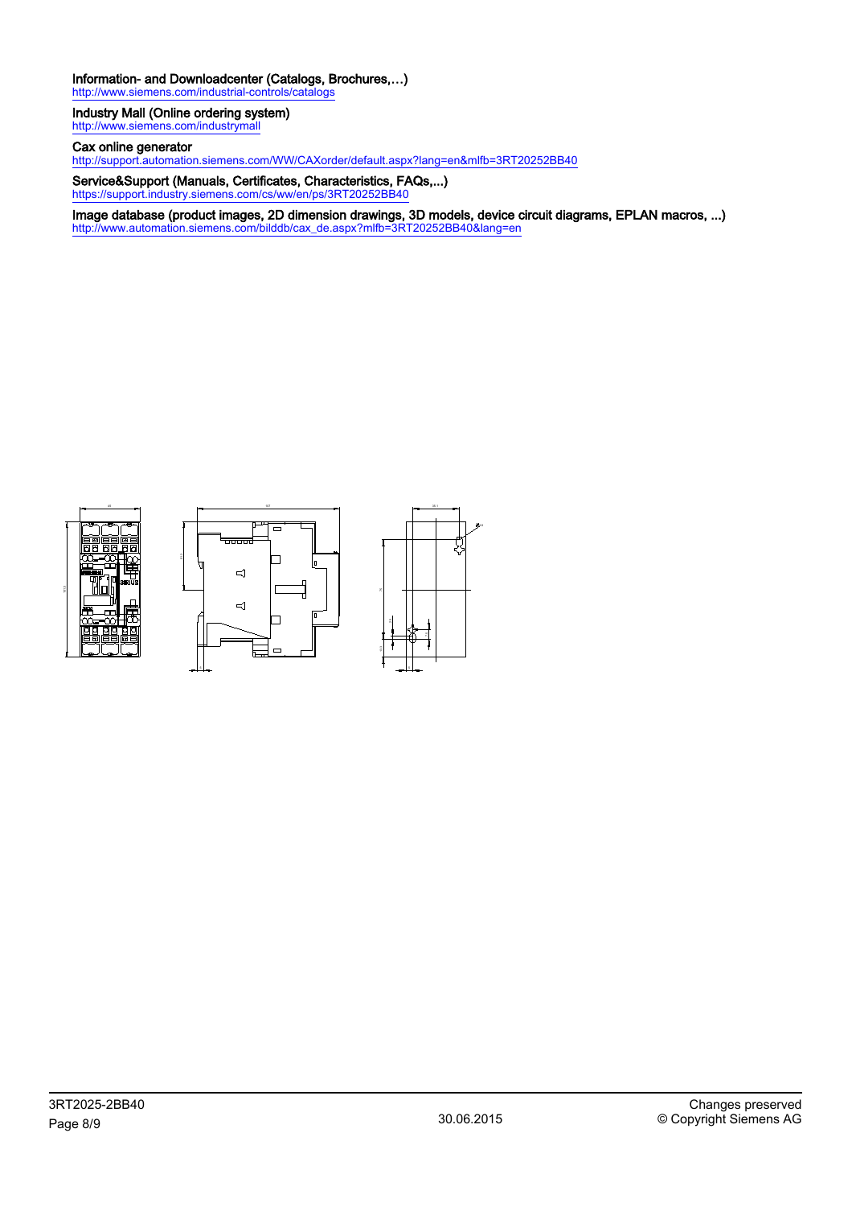**Information- and Downloadcenter (Catalogs, Brochures,…)**
http://www.siemens.com/industrial-controls/catalogs

**Industry Mall (Online ordering system)**
http://www.siemens.com/industrymall

**Cax online generator**
http://support.automation.siemens.com/WW/CAXorder/default.aspx?lang=en&mlfb=3RT20252BB40

**Service&Support (Manuals, Certificates, Characteristics, FAQs,...)**
https://support.industry.siemens.com/cs/ww/en/ps/3RT20252BB40

**Image database (product images, 2D dimension drawings, 3D models, device circuit diagrams, EPLAN macros, ...)**
http://www.automation.siemens.com/bilddb/cax_de.aspx?mlfb=3RT20252BB40&lang=en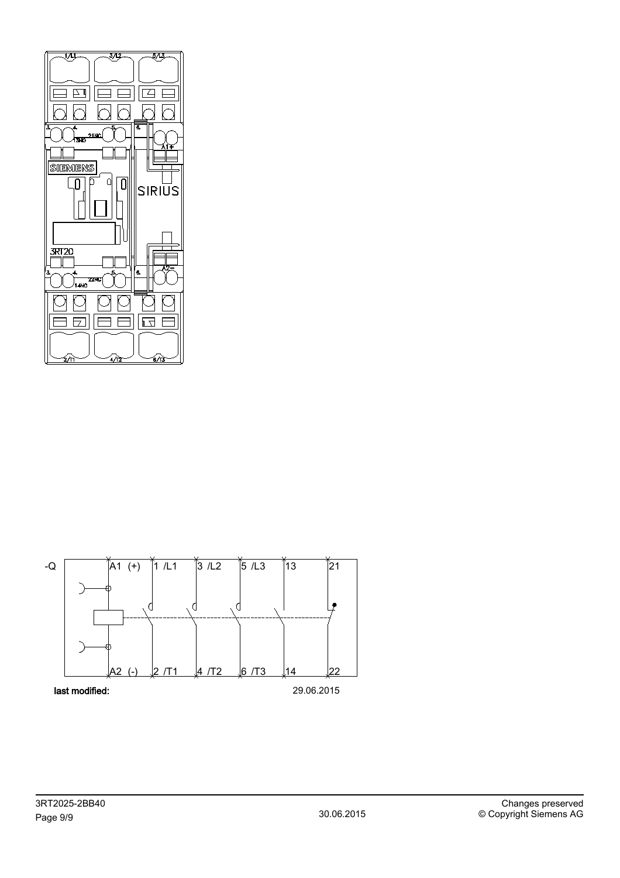last modified: 29.06.2015